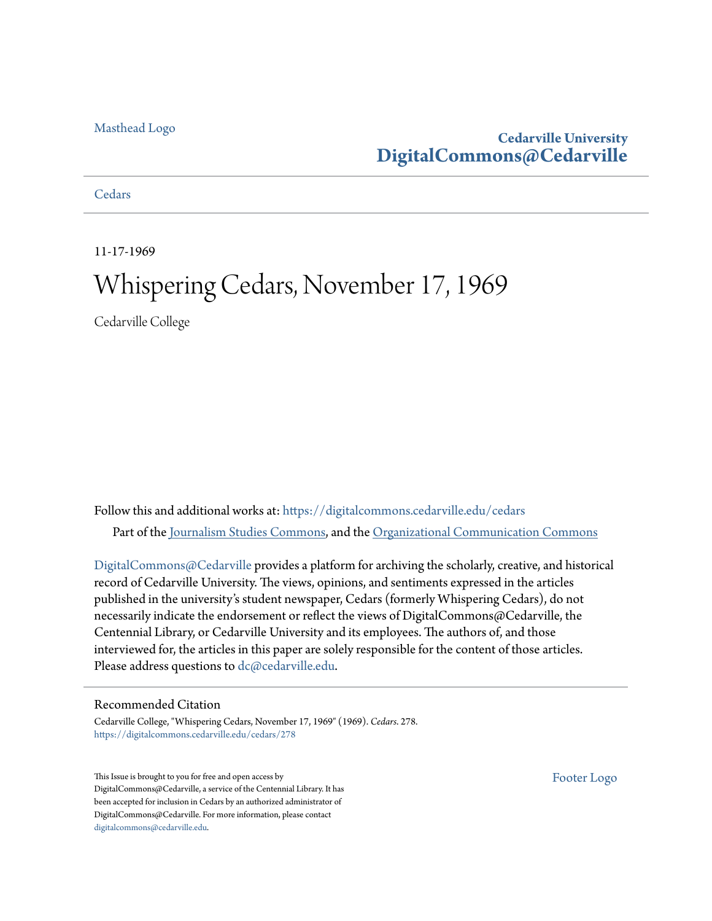Masthead Logo

**Cedarville University**
**DigitalCommons@Cedarville**

Cedars

11-17-1969

# Whispering Cedars, November 17, 1969

Cedarville College

Follow this and additional works at: https://digitalcommons.cedarville.edu/cedars

Part of the Journalism Studies Commons, and the Organizational Communication Commons

DigitalCommons@Cedarville provides a platform for archiving the scholarly, creative, and historical record of Cedarville University. The views, opinions, and sentiments expressed in the articles published in the university's student newspaper, Cedars (formerly Whispering Cedars), do not necessarily indicate the endorsement or reflect the views of DigitalCommons@Cedarville, the Centennial Library, or Cedarville University and its employees. The authors of, and those interviewed for, the articles in this paper are solely responsible for the content of those articles. Please address questions to dc@cedarville.edu.

## Recommended Citation

Cedarville College, "Whispering Cedars, November 17, 1969" (1969). *Cedars*. 278.
https://digitalcommons.cedarville.edu/cedars/278

This Issue is brought to you for free and open access by DigitalCommons@Cedarville, a service of the Centennial Library. It has been accepted for inclusion in Cedars by an authorized administrator of DigitalCommons@Cedarville. For more information, please contact digitalcommons@cedarville.edu.

Footer Logo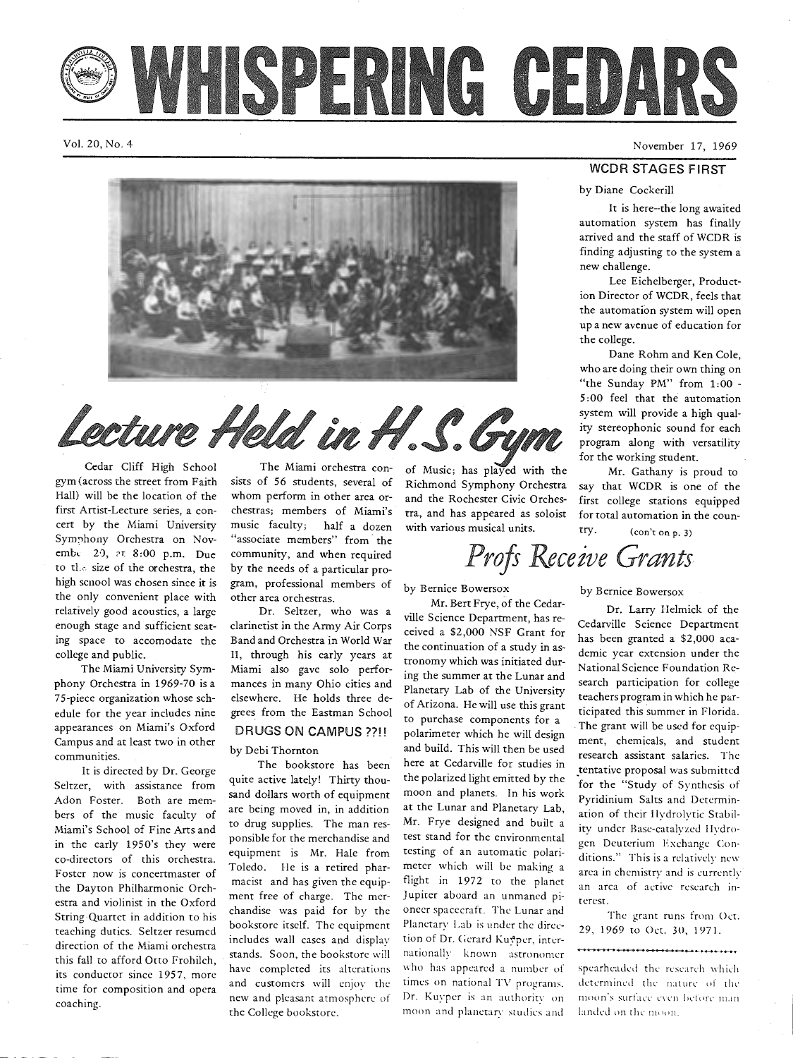# WHISPERING CEDARS

Vol. 20, No. 4 November 17, 1969

## Lecture Held in H.S. Gym

Cedar Cliff High School gym (across the street from Faith Hall) will be the location of the first Artist-Lecture series, a concert by the Miami University Symphony Orchestra on November 20, at 8:00 p.m. Due to the size of the orchestra, the high school was chosen since it is the only convenient place with relatively good acoustics, a large enough stage and sufficient seating space to accomodate the college and public.

The Miami University Symphony Orchestra in 1969-70 is a 75-piece organization whose schedule for the year includes nine appearances on Miami's Oxford Campus and at least two in other communities.

It is directed by Dr. George Seltzer, with assistance from Adon Foster. Both are members of the music faculty of Miami's School of Fine Arts and in the early 1950's they were co-directors of this orchestra. Foster now is concertmaster of the Dayton Philharmonic Orchestra and violinist in the Oxford String Quartet in addition to his teaching duties. Seltzer resumed direction of the Miami orchestra this fall to afford Otto Frohilch, its conductor since 1957, more time for composition and opera coaching.

The Miami orchestra consists of 56 students, several of whom perform in other area orchestras; members of Miami's music faculty; half a dozen "associate members" from the community, and when required by the needs of a particular program, professional members of other area orchestras.

Dr. Seltzer, who was a clarinetist in the Army Air Corps Band and Orchestra in World War II, through his early years at Miami also gave solo performances in many Ohio cities and elsewhere. He holds three degrees from the Eastman School of Music; has played with the Richmond Symphony Orchestra and the Rochester Civic Orchestra, and has appeared as soloist with various musical units.

## DRUGS ON CAMPUS ??!!

by Debi Thornton

The bookstore has been quite active lately! Thirty thousand dollars worth of equipment are being moved in, in addition to drug supplies. The man responsible for the merchandise and equipment is Mr. Hale from Toledo. He is a retired pharmacist and has given the equipment free of charge. The merchandise was paid for by the bookstore itself. The equipment includes wall cases and display stands. Soon, the bookstore will have completed its alterations and customers will enjoy the new and pleasant atmosphere of the College bookstore.

## WCDR STAGES FIRST

by Diane Cockerill

It is here--the long awaited automation system has finally arrived and the staff of WCDR is finding adjusting to the system a new challenge.

Lee Eichelberger, Production Director of WCDR, feels that the automation system will open up a new avenue of education for the college.

Dane Rohm and Ken Cole, who are doing their own thing on "the Sunday PM" from 1:00 - 5:00 feel that the automation system will provide a high quality stereophonic sound for each program along with versatility for the working student.

Mr. Gathany is proud to say that WCDR is one of the first college stations equipped for total automation in the country. (con't on p. 3)

## Profs Receive Grants

by Bernice Bowersox

Mr. Bert Frye, of the Cedarville Science Department, has received a $2,000 NSF Grant for the continuation of a study in astronomy which was initiated during the summer at the Lunar and Planetary Lab of the University of Arizona. He will use this grant to purchase components for a polarimeter which he will design and build. This will then be used here at Cedarville for studies in the polarized light emitted by the moon and planets. In his work at the Lunar and Planetary Lab, Mr. Frye designed and built a test stand for the environmental testing of an automatic polarimeter which will be making a flight in 1972 to the planet Jupiter aboard an unmanned pioneer spacecraft. The Lunar and Planetary Lab is under the direction of Dr. Gerard Kuyper, internationally known astronomer who has appeared a number of times on national TV programs. Dr. Kuyper is an authority on moon and planetary studies and spearheaded the research which determined the nature of the moon's surface even before man landed on the moon.

by Bernice Bowersox

Dr. Larry Helmick of the Cedarville Science Department has been granted a $2,000 academic year extension under the National Science Foundation Research participation for college teachers program in which he participated this summer in Florida. The grant will be used for equipment, chemicals, and student research assistant salaries. The tentative proposal was submitted for the "Study of Synthesis of Pyridinium Salts and Determination of their Hydrolytic Stability under Base-catalyzed Hydrogen Deuterium Exchange Conditions." This is a relatively new area in chemistry and is currently an area of active research interest.

The grant runs from Oct. 29, 1969 to Oct. 30, 1971.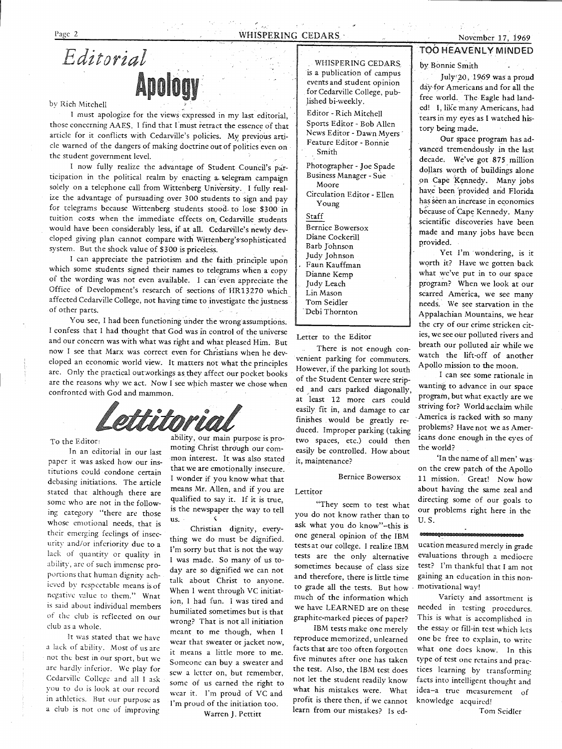# Editorial

## Apology

by Rich Mitchell

I must apologize for the views expressed in my last editorial, those concerning AAES. I find that I must retract the essence of that article for it conflicts with Cedarville's policies. My previous article warned of the dangers of making doctrine out of politics even on the student government level.

I now fully realize the advantage of Student Council's participation in the political realm by enacting a telegram campaign solely on a telephone call from Wittenberg University. I fully realize the advantage of pursuading over 300 students to sign and pay for telegrams because Wittenberg students stood to lose $300 in tuition costs when the immediate effects on Cedarville students would have been considerably less, if at all. Cedarville's newly developed giving plan cannot compare with Wittenberg's sophisticated system. But the shock value of $300 is priceless.

I can appreciate the patriotism and the faith principle upon which some students signed their names to telegrams when a copy of the wording was not even available. I can even appreciate the Office of Development's research of sections of HR13270 which affected Cedarville College, not having time to investigate the justness of other parts.

You see, I had been functioning under the wrong assumptions. I confess that I had thought that God was in control of the universe and our concern was with what was right and what pleased Him. But now I see that Marx was correct even for Christians when he developed an economic world view. It matters not what the principles are. Only the practical outworkings as they affect our pocket books are the reasons why we act. Now I see which master we chose when confronted with God and mammon.

## Lettitorial

To the Editor:

In an editorial in our last paper it was asked how our institutions could condone certain debasing initiations. The article stated that although there are some who are not in the following category "there are those whose emotional needs, that is their emerging feelings of insecurity and/or inferiority due to a lack of quantity or quality in ability, are of such immense proportions that human dignity achieved by respectable means is of negative value to them." What is said about individual members of the club is reflected on our club as a whole.

It was stated that we have a lack of ability. Most of us are not the best in our sport, but we are hardly inferior. We play for Cedarville College and all I ask you to do is look at our record in athletics. But our purpose as a club is not one of improving ability, our main purpose is promoting Christ through our common interest. It was also stated that we are emotionally insecure. I wonder if you know what that means Mr. Allen, and if you are qualified to say it. If it is true, is the newspaper the way to tell us.

Christian dignity, everything we do must be dignified. I'm sorry but that is not the way I was made. So many of us today are so dignified we can not talk about Christ to anyone. When I went through VC initiation, I had fun. I was tired and humiliated sometimes but is that wrong? That is not all initiation meant to me though, when I wear that sweater or jacket now, it means a little more to me. Someone can buy a sweater and sew a letter on, but remember, some of us earned the right to wear it. I'm proud of VC and I'm proud of the initiation too.

Warren J. Pettitt

---

WHISPERING CEDARS is a publication of campus events and student opinion for Cedarville College, published bi-weekly.

Editor - Rich Mitchell
Sports Editor - Bob Allen
News Editor - Dawn Myers
Feature Editor - Bonnie Smith

Photographer - Joe Spade
Business Manager - Sue Moore
Circulation Editor - Ellen Young

Staff
Bernice Bowersox
Diane Cockerill
Barb Johnson
Judy Johnson
Faun Kauffman
Dianne Kemp
Judy Leach
Lin Mason
Tom Seidler
Debi Thornton

---

Letter to the Editor

There is not enough convenient parking for commuters. However, if the parking lot south of the Student Center were stripped and cars parked diagonally, at least 12 more cars could easily fit in, and damage to car finishes would be greatly reduced. Improper parking (taking two spaces, etc.) could then easily be controlled. How about it, maintenance?

Bernice Bowersox

Lettitor

"They seem to test what you do not know rather than to ask what you do know"–this is one general opinion of the IBM tests at our college. I realize IBM tests are the only alternative sometimes because of class size and therefore, there is little time to grade all the tests. But how much of the information which we have LEARNED are on these graphite-marked pieces of paper?

IBM tests make one merely reproduce memorized, unlearned facts that are too often forgotten five minutes after one has taken the test. Also, the IBM test does not let the student readily know what his mistakes were. What profit is there then, if we cannot learn from our mistakes? Is education measured merely in grade evaluations through a mediocre test? I'm thankful that I am not gaining an education in this non-motivational way!

Variety and assortment is needed in testing procedures. This is what is accomplished in the essay or fill-in test which lets one be free to explain, to write what one does know. In this type of test one retains and practices learning by transforming facts into intelligent thought and idea–a true measurement of knowledge acquired!

Tom Seidler

## TOO HEAVENLY MINDED

by Bonnie Smith

July 20, 1969 was a proud day for Americans and for all the free world. The Eagle had landed! I, like many Americans, had tears in my eyes as I watched history being made.

Our space program has advanced tremendously in the last decade. We've got 875 million dollars worth of buildings alone on Cape Kennedy. Many jobs have been provided and Florida has seen an increase in economics because of Cape Kennedy. Many scientific discoveries have been made and many jobs have been provided.

Yet I'm wondering, is it worth it? Have we gotten back what we've put in to our space program? When we look at our scarred America, we see many needs. We see starvation in the Appalachian Mountains, we hear the cry of our crime stricken cities, we see our polluted rivers and breath our polluted air while we watch the lift-off of another Apollo mission to the moon.

I can see some rationale in wanting to advance in our space program, but what exactly are we striving for? World acclaim while America is racked with so many problems? Have not we as Americans done enough in the eyes of the world?

'In the name of all men' was on the crew patch of the Apollo 11 mission. Great! Now how about having the same zeal and directing some of our goals to our problems right here in the U. S.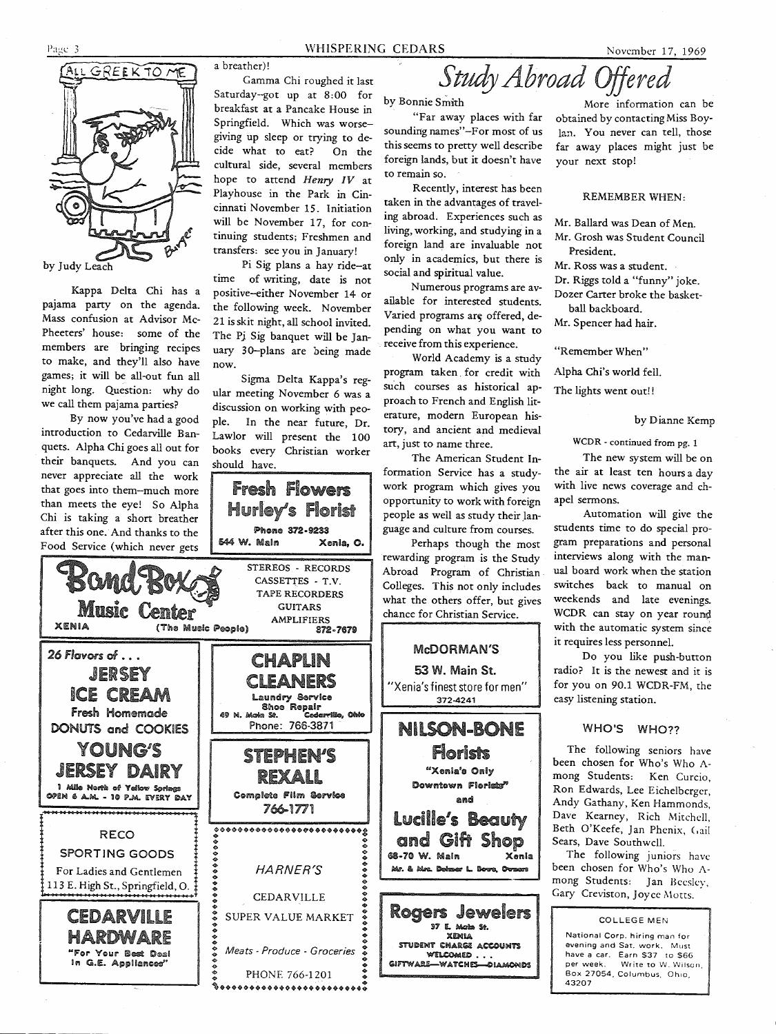## ALL GREEK TO ME

by Judy Leach

Kappa Delta Chi has a pajama party on the agenda. Mass confusion at Advisor McPheeters' house: some of the members are bringing recipes to make, and they'll also have games; it will be all-out fun all night long. Question: why do we call them pajama parties?

By now you've had a good introduction to Cedarville Banquets. Alpha Chi goes all out for their banquets. And you can never appreciate all the work that goes into them–much more than meets the eye! So Alpha Chi is taking a short breather after this one. And thanks to the Food Service (which never gets a breather)!

Gamma Chi roughed it last Saturday–got up at 8:00 for breakfast at a Pancake House in Springfield. Which was worse–giving up sleep or trying to decide what to eat? On the cultural side, several members hope to attend *Henry IV* at Playhouse in the Park in Cincinnati November 15. Initiation will be November 17, for continuing students; Freshmen and transfers: see you in January!

Pi Sig plans a hay ride–at time of writing, date is not positive–either November 14 or the following week. November 21 is skit night, all school invited. The Pi Sig banquet will be January 30–plans are being made now.

Sigma Delta Kappa's regular meeting November 6 was a discussion on working with people. In the near future, Dr. Lawlor will present the 100 books every Christian worker should have.

# Study Abroad Offered

by Bonnie Smith

"Far away places with far sounding names"–For most of us this seems to pretty well describe foreign lands, but it doesn't have to remain so.

Recently, interest has been taken in the advantages of traveling abroad. Experiences such as living, working, and studying in a foreign land are invaluable not only in academics, but there is social and spiritual value.

Numerous programs are available for interested students. Varied programs are offered, depending on what you want to receive from this experience.

World Academy is a study program taken for credit with such courses as historical approach to French and English literature, modern European history, and ancient and medieval art, just to name three.

The American Student Information Service has a study-work program which gives you opportunity to work with foreign people as well as study their language and culture from courses.

Perhaps though the most rewarding program is the Study Abroad Program of Christian Colleges. This not only includes what the others offer, but gives chance for Christian Service.

More information can be obtained by contacting Miss Boylan. You never can tell, those far away places might just be your next stop!

## REMEMBER WHEN:

Mr. Ballard was Dean of Men.
Mr. Grosh was Student Council President.
Mr. Ross was a student.
Dr. Riggs told a "funny" joke.
Dozer Carter broke the basketball backboard.
Mr. Spencer had hair.

"Remember When"

Alpha Chi's world fell.

The lights went out!!

by Dianne Kemp

WCDR - continued from pg. 1

The new system will be on the air at least ten hours a day with live news coverage and chapel sermons.

Automation will give the students time to do special program preparations and personal interviews along with the manual board work when the station switches back to manual on weekends and late evenings. WCDR can stay on year round with the automatic system since it requires less personnel.

Do you like push-button radio? It is the newest and it is for you on 90.1 WCDR-FM, the easy listening station.

## WHO'S WHO??

The following seniors have been chosen for Who's Who Among Students: Ken Curcio, Ron Edwards, Lee Eichelberger, Andy Gathany, Ken Hammonds, Dave Kearney, Rich Mitchell, Beth O'Keefe, Jan Phenix, Gail Sears, Dave Southwell.

The following juniors have been chosen for Who's Who Among Students: Jan Beesley, Gary Creviston, Joyce Motts.

**Fresh Flowers**
**Hurley's Florist**
Phone 372-9233
544 W. Main Xenia, O.

**Band Box Music Center**
XENIA (The Music People)
STEREOS - RECORDS
CASSETTES - T.V.
TAPE RECORDERS
GUITARS
AMPLIFIERS
372-7679

26 Flavors of . . .
**JERSEY ICE CREAM**
Fresh Homemade
DONUTS and COOKIES
**YOUNG'S JERSEY DAIRY**
1 Mile North of Yellow Springs
OPEN 6 A.M. - 10 P.M. EVERY DAY

**CHAPLIN CLEANERS**
Laundry Service
Shoe Repair
49 N. Main St. Cedarville, Ohio
Phone: 766-3871

**STEPHEN'S REXALL**
Complete Film Service
766-1771

**RECO SPORTING GOODS**
For Ladies and Gentlemen
113 E. High St., Springfield, O.

**CEDARVILLE HARDWARE**
"For Your Best Deal In G.E. Appliances"

*HARNER'S*
CEDARVILLE
SUPER VALUE MARKET
*Meats - Produce - Groceries*
PHONE 766-1201

**McDORMAN'S**
53 W. Main St.
"Xenia's finest store for men"
372-4241

**NILSON-BONE Florists**
"Xenia's Only Downtown Florists"
and
**Lucille's Beauty and Gift Shop**
68-70 W. Main Xenia
Mr. & Mrs. Delmer L. Bone, Owners

**Rogers Jewelers**
37 E. Main St.
XENIA
STUDENT CHARGE ACCOUNTS WELCOMED . . .
GIFTWARE—WATCHES—DIAMONDS

**COLLEGE MEN**
National Corp. hiring men for evening and Sat. work. Must have a car. Earn $37 to $66 per week. Write to W. Wilson, Box 27054, Columbus, Ohio, 43207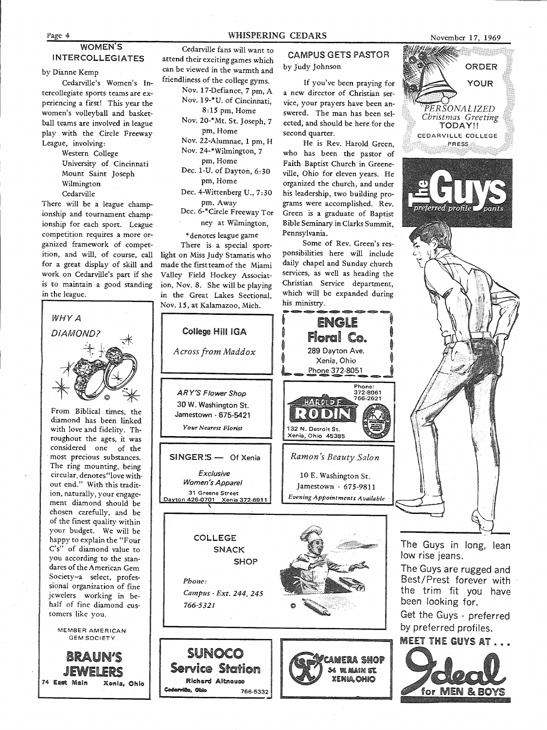## WOMEN'S INTERCOLLEGIATES

by Dianne Kemp

Cedarville's Women's Intercollegiate sports teams are experiencing a first! This year the women's volleyball and basketball teams are involved in league play with the Circle Freeway League, involving:

- Western College
- University of Cincinnati
- Mount Saint Joseph
- Wilmington
- Cedarville

There will be a league championship and tournament championship for each sport. League competition requires a more organized framework of competition, and will, of course, call for a great display of skill and work on Cedarville's part if she is to maintain a good standing in the league.

Cedarville fans will want to attend their exciting games which can be viewed in the warmth and friendliness of the college gyms.

- Nov. 17-Defiance, 7 pm, A
- Nov. 19-*U. of Cincinnati, 8:15 pm, Home
- Nov. 20-*Mt. St. Joseph, 7 pm, Home
- Nov. 22-Alumnae, 1 pm, H
- Nov. 24-*Wilmington, 7 pm, Home
- Dec. 1-U. of Dayton, 6:30 pm, Home
- Dec. 4-Wittenberg U., 7:30 pm, Away
- Dec. 6-*Circle Freeway Tor ney at Wilmington,

*denotes league game

There is a special sportlight on Miss Judy Stamatis who made the first team of the Miami Valley Field Hockey Association, Nov. 8. She will be playing in the Great Lakes Sectional, Nov. 15, at Kalamazoo, Mich.

## CAMPUS GETS PASTOR

by Judy Johnson

If you've been praying for a new director of Christian service, your prayers have been answered. The man has been selected, and should be here for the second quarter.

He is Rev. Harold Green, who has been the pastor of Faith Baptist Church in Greeneville, Ohio for eleven years. He organized the church, and under his leadership, two building programs were accomplished. Rev. Green is a graduate of Baptist Bible Seminary in Clarks Summit, Pennsylvania.

Some of Rev. Green's responsibilities here will include daily chapel and Sunday church services, as well as heading the Christian Service department, which will be expanded during his ministry.

---

ORDER YOUR *PERSONALIZED Christmas Greeting* TODAY!!

CEDARVILLE COLLEGE PRESS

---

*WHY A DIAMOND?*

From Biblical times, the diamond has been linked with love and fidelity. Throughout the ages, it was considered one of the most precious substances. The ring mounting, being circular, denotes "love without end." With this tradition, naturally, your engagement diamond should be chosen carefully, and be of the finest quality within your budget. We will be happy to explain the "Four C's" of diamond value to you according to the standards of the American Gem Society—a select, professional organization of fine jewelers working in behalf of fine diamond customers like you.

MEMBER AMERICAN GEM SOCIETY

**BRAUN'S JEWELERS**

74 East Main Xenia, Ohio

---

College Hill IGA

*Across from Maddox*

---

**ENGLE Floral Co.**

289 Dayton Ave.
Xenia, Ohio
Phone 372-8051

---

*ARY'S Flower Shop*

30 W. Washington St.
Jamestown - 675-5421

*Your Nearest Florist*

---

HAROLD F. RODIN

Phone: 372-8061 766-2621

132 N. Detroit St.
Xenia, Ohio 45385

---

SINGER'S — Of Xenia

*Exclusive Women's Apparel*

31 Greene Street
Dayton 426-0701 Xenia 372-6911

---

*Ramon's Beauty Salon*

10 E. Washington St.
Jamestown - 675-9811

*Evening Appointments Available*

---

COLLEGE SNACK SHOP

*Phone:*
*Campus - Ext. 244, 245*
*766-5321*

---

**SUNOCO Service Station**

Richard Altnouse

Cedarville, Ohio 766-5332

---

CAMERA SHOP

34 W. MAIN ST.
XENIA, OHIO

---

**The Guys** *preferred profile pants*

The Guys in long, lean low rise jeans.

The Guys are rugged and Best/Prest forever with the trim fit you have been looking for.

Get the Guys - preferred by preferred profiles.

**MEET THE GUYS AT . . .**

**Ideal for MEN & BOYS**